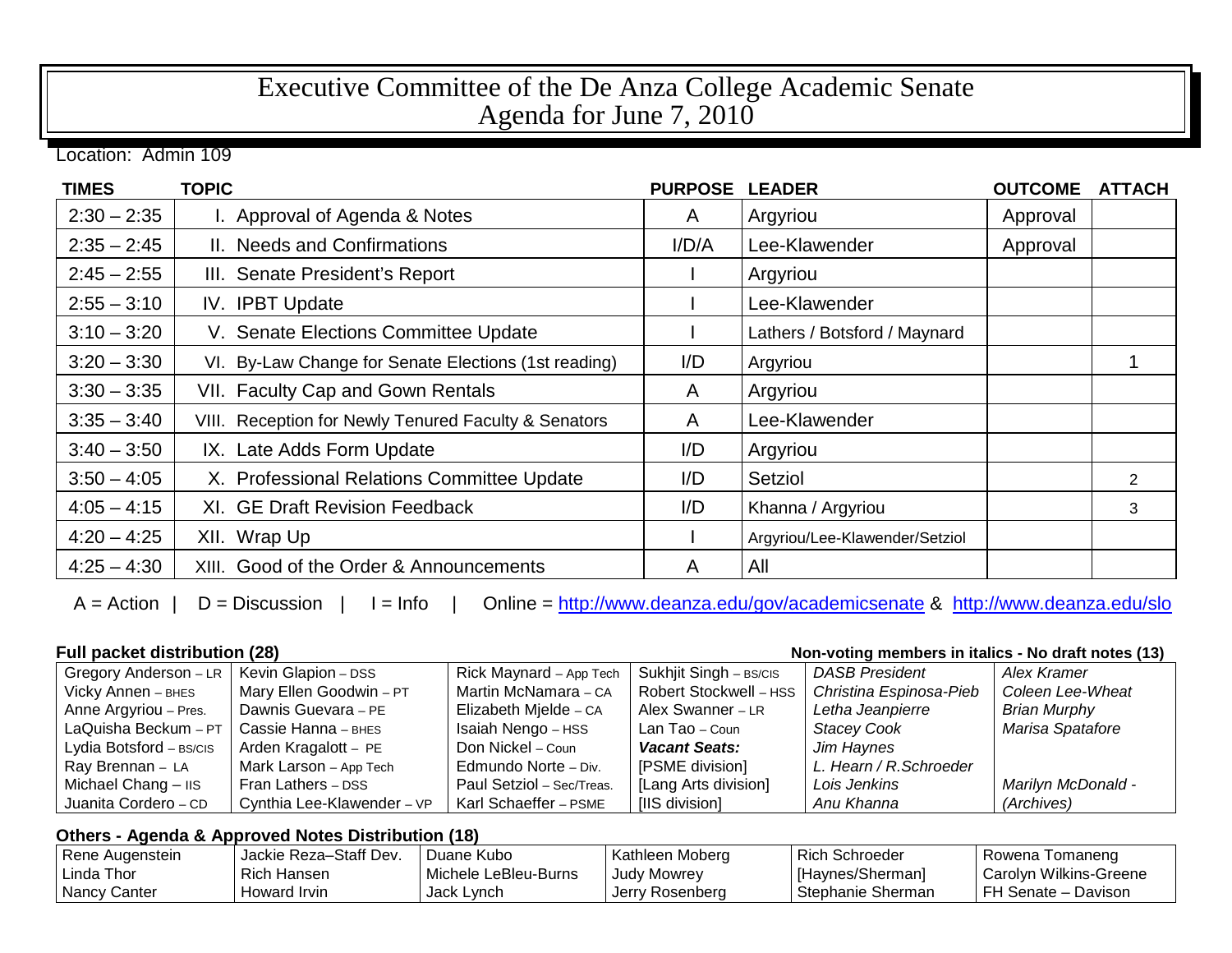# Executive Committee of the De Anza College Academic Senate
# Agenda for June 7, 2010

Location: Admin 109

| TIMES | TOPIC | PURPOSE | LEADER | OUTCOME | ATTACH |
|---|---|---|---|---|---|
| 2:30 – 2:35 | I. Approval of Agenda & Notes | A | Argyriou | Approval | |
| 2:35 – 2:45 | II. Needs and Confirmations | I/D/A | Lee-Klawender | Approval | |
| 2:45 – 2:55 | III. Senate President's Report | I | Argyriou | | |
| 2:55 – 3:10 | IV. IPBT Update | I | Lee-Klawender | | |
| 3:10 – 3:20 | V. Senate Elections Committee Update | I | Lathers / Botsford / Maynard | | |
| 3:20 – 3:30 | VI. By-Law Change for Senate Elections (1st reading) | I/D | Argyriou | | 1 |
| 3:30 – 3:35 | VII. Faculty Cap and Gown Rentals | A | Argyriou | | |
| 3:35 – 3:40 | VIII. Reception for Newly Tenured Faculty & Senators | A | Lee-Klawender | | |
| 3:40 – 3:50 | IX. Late Adds Form Update | I/D | Argyriou | | |
| 3:50 – 4:05 | X. Professional Relations Committee Update | I/D | Setziol | | 2 |
| 4:05 – 4:15 | XI. GE Draft Revision Feedback | I/D | Khanna / Argyriou | | 3 |
| 4:20 – 4:25 | XII. Wrap Up | I | Argyriou/Lee-Klawender/Setziol | | |
| 4:25 – 4:30 | XIII. Good of the Order & Announcements | A | All | | |

A = Action | D = Discussion | I = Info | Online = http://www.deanza.edu/gov/academicsenate & http://www.deanza.edu/slo

**Full packet distribution (28)** — **Non-voting members in italics - No draft notes (13)**

| | | | | | |
|---|---|---|---|---|---|
| Gregory Anderson – LR | Kevin Glapion – DSS | Rick Maynard – App Tech | Sukhjit Singh – BS/CIS | *DASB President* | *Alex Kramer* |
| Vicky Annen – BHES | Mary Ellen Goodwin – PT | Martin McNamara – CA | Robert Stockwell – HSS | *Christina Espinosa-Pieb* | *Coleen Lee-Wheat* |
| Anne Argyriou – Pres. | Dawnis Guevara – PE | Elizabeth Mjelde – CA | Alex Swanner – LR | *Letha Jeanpierre* | *Brian Murphy* |
| LaQuisha Beckum – PT | Cassie Hanna – BHES | Isaiah Nengo – HSS | Lan Tao – Coun | *Stacey Cook* | *Marisa Spatafore* |
| Lydia Botsford – BS/CIS | Arden Kragalott – PE | Don Nickel – Coun | ***Vacant Seats:*** | *Jim Haynes* | |
| Ray Brennan – LA | Mark Larson – App Tech | Edmundo Norte – Div. | [PSME division] | *L. Hearn / R.Schroeder* | |
| Michael Chang – IIS | Fran Lathers – DSS | Paul Setziol – Sec/Treas. | [Lang Arts division] | *Lois Jenkins* | *Marilyn McDonald -* |
| Juanita Cordero – CD | Cynthia Lee-Klawender – VP | Karl Schaeffer – PSME | [IIS division] | *Anu Khanna* | *(Archives)* |

**Others - Agenda & Approved Notes Distribution (18)**

| | | | | | |
|---|---|---|---|---|---|
| Rene Augenstein | Jackie Reza–Staff Dev. | Duane Kubo | Kathleen Moberg | Rich Schroeder | Rowena Tomaneng |
| Linda Thor | Rich Hansen | Michele LeBleu-Burns | Judy Mowrey | [Haynes/Sherman] | Carolyn Wilkins-Greene |
| Nancy Canter | Howard Irvin | Jack Lynch | Jerry Rosenberg | Stephanie Sherman | FH Senate – Davison |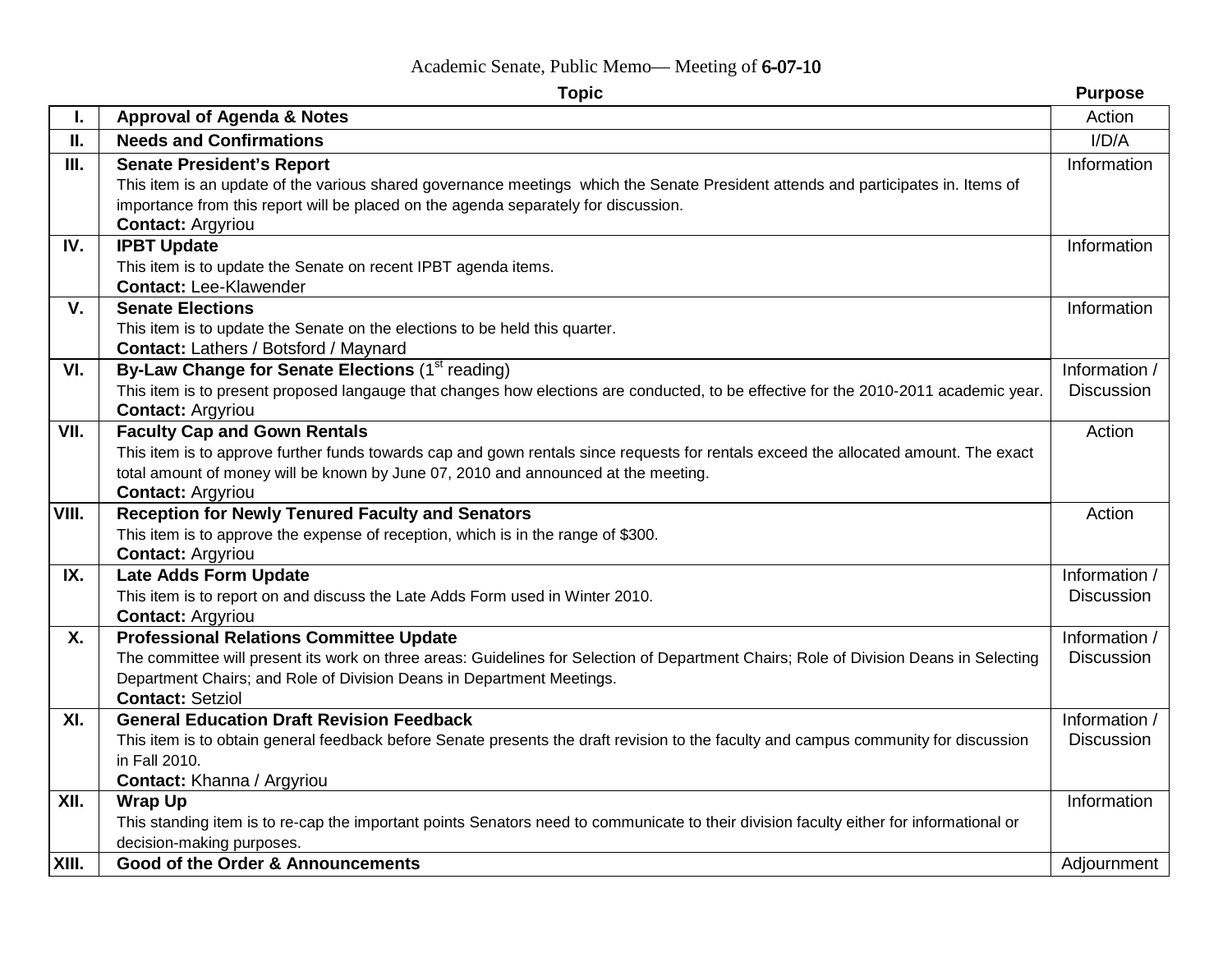Academic Senate, Public Memo— Meeting of 6-07-10

| | Topic | Purpose |
|---|---|---|
| I. | **Approval of Agenda & Notes** | Action |
| II. | **Needs and Confirmations** | I/D/A |
| III. | **Senate President's Report**<br>This item is an update of the various shared governance meetings which the Senate President attends and participates in. Items of importance from this report will be placed on the agenda separately for discussion.<br>**Contact:** Argyriou | Information |
| IV. | **IPBT Update**<br>This item is to update the Senate on recent IPBT agenda items.<br>**Contact:** Lee-Klawender | Information |
| V. | **Senate Elections**<br>This item is to update the Senate on the elections to be held this quarter.<br>**Contact:** Lathers / Botsford / Maynard | Information |
| VI. | **By-Law Change for Senate Elections** (1st reading)<br>This item is to present proposed langauge that changes how elections are conducted, to be effective for the 2010-2011 academic year.<br>**Contact:** Argyriou | Information / Discussion |
| VII. | **Faculty Cap and Gown Rentals**<br>This item is to approve further funds towards cap and gown rentals since requests for rentals exceed the allocated amount. The exact total amount of money will be known by June 07, 2010 and announced at the meeting.<br>**Contact:** Argyriou | Action |
| VIII. | **Reception for Newly Tenured Faculty and Senators**<br>This item is to approve the expense of reception, which is in the range of $300.<br>**Contact:** Argyriou | Action |
| IX. | **Late Adds Form Update**<br>This item is to report on and discuss the Late Adds Form used in Winter 2010.<br>**Contact:** Argyriou | Information / Discussion |
| X. | **Professional Relations Committee Update**<br>The committee will present its work on three areas: Guidelines for Selection of Department Chairs; Role of Division Deans in Selecting Department Chairs; and Role of Division Deans in Department Meetings.<br>**Contact:** Setziol | Information / Discussion |
| XI. | **General Education Draft Revision Feedback**<br>This item is to obtain general feedback before Senate presents the draft revision to the faculty and campus community for discussion in Fall 2010.<br>**Contact:** Khanna / Argyriou | Information / Discussion |
| XII. | **Wrap Up**<br>This standing item is to re-cap the important points Senators need to communicate to their division faculty either for informational or decision-making purposes. | Information |
| XIII. | **Good of the Order & Announcements** | Adjournment |